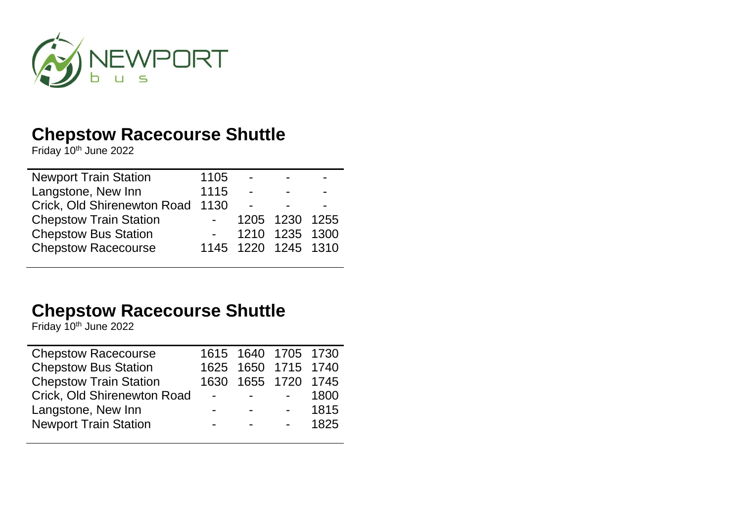NEWPORT bus

# Chepstow Racecourse Shuttle

Friday 10th June 2022

| | | | | |
|---|---|---|---|---|
| Newport Train Station | 1105 | - | - | - |
| Langstone, New Inn | 1115 | - | - | - |
| Crick, Old Shirenewton Road | 1130 | - | - | - |
| Chepstow Train Station | - | 1205 | 1230 | 1255 |
| Chepstow Bus Station | - | 1210 | 1235 | 1300 |
| Chepstow Racecourse | 1145 | 1220 | 1245 | 1310 |

# Chepstow Racecourse Shuttle

Friday 10th June 2022

| | | | | |
|---|---|---|---|---|
| Chepstow Racecourse | 1615 | 1640 | 1705 | 1730 |
| Chepstow Bus Station | 1625 | 1650 | 1715 | 1740 |
| Chepstow Train Station | 1630 | 1655 | 1720 | 1745 |
| Crick, Old Shirenewton Road | - | - | - | 1800 |
| Langstone, New Inn | - | - | - | 1815 |
| Newport Train Station | - | - | - | 1825 |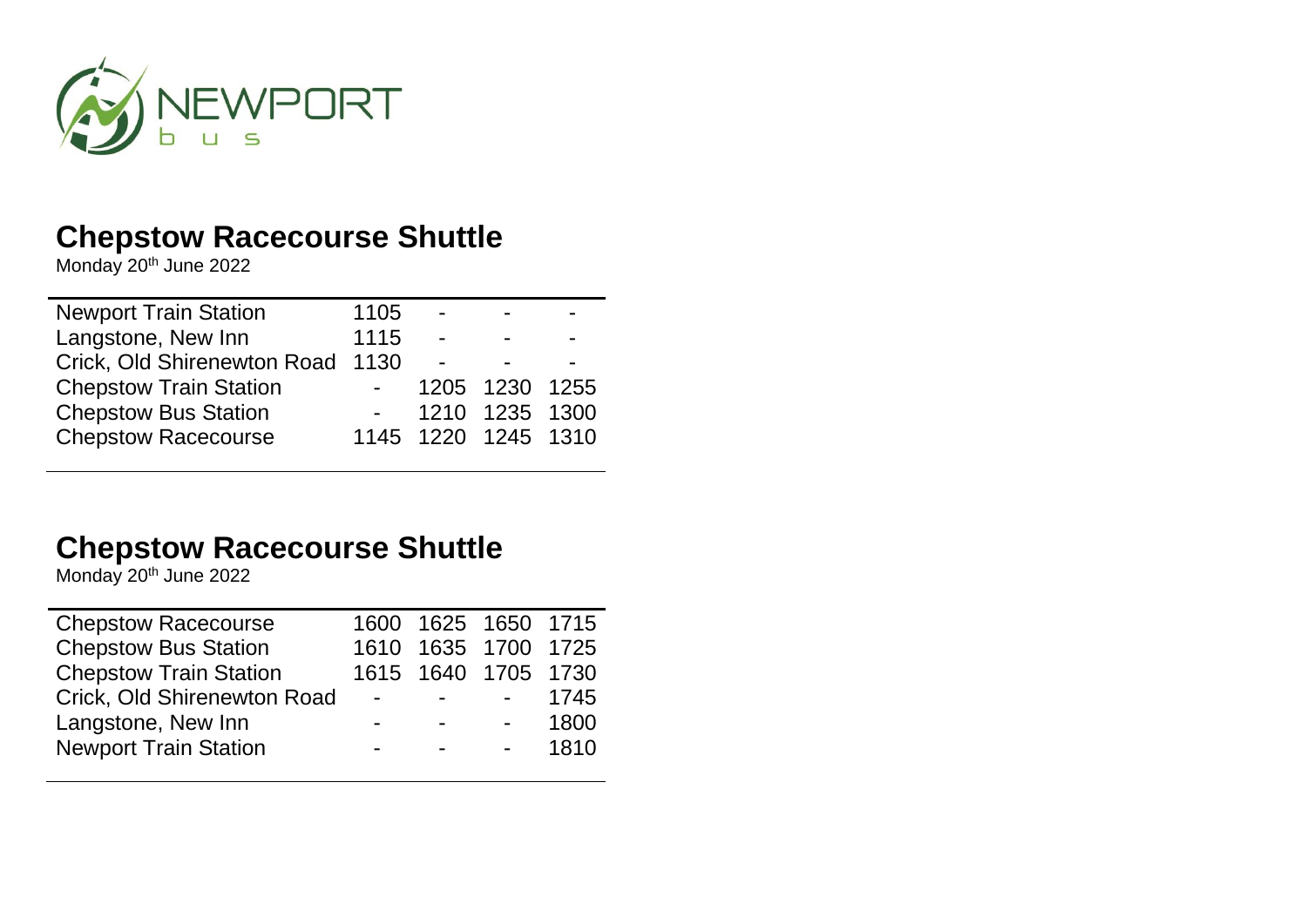NEWPORT bus

## Chepstow Racecourse Shuttle

Monday 20th June 2022

| Stop | | | | |
|---|---|---|---|---|
| Newport Train Station | 1105 | - | - | - |
| Langstone, New Inn | 1115 | - | - | - |
| Crick, Old Shirenewton Road | 1130 | - | - | - |
| Chepstow Train Station | - | 1205 | 1230 | 1255 |
| Chepstow Bus Station | - | 1210 | 1235 | 1300 |
| Chepstow Racecourse | 1145 | 1220 | 1245 | 1310 |

## Chepstow Racecourse Shuttle

Monday 20th June 2022

| Stop | | | | |
|---|---|---|---|---|
| Chepstow Racecourse | 1600 | 1625 | 1650 | 1715 |
| Chepstow Bus Station | 1610 | 1635 | 1700 | 1725 |
| Chepstow Train Station | 1615 | 1640 | 1705 | 1730 |
| Crick, Old Shirenewton Road | - | - | - | 1745 |
| Langstone, New Inn | - | - | - | 1800 |
| Newport Train Station | - | - | - | 1810 |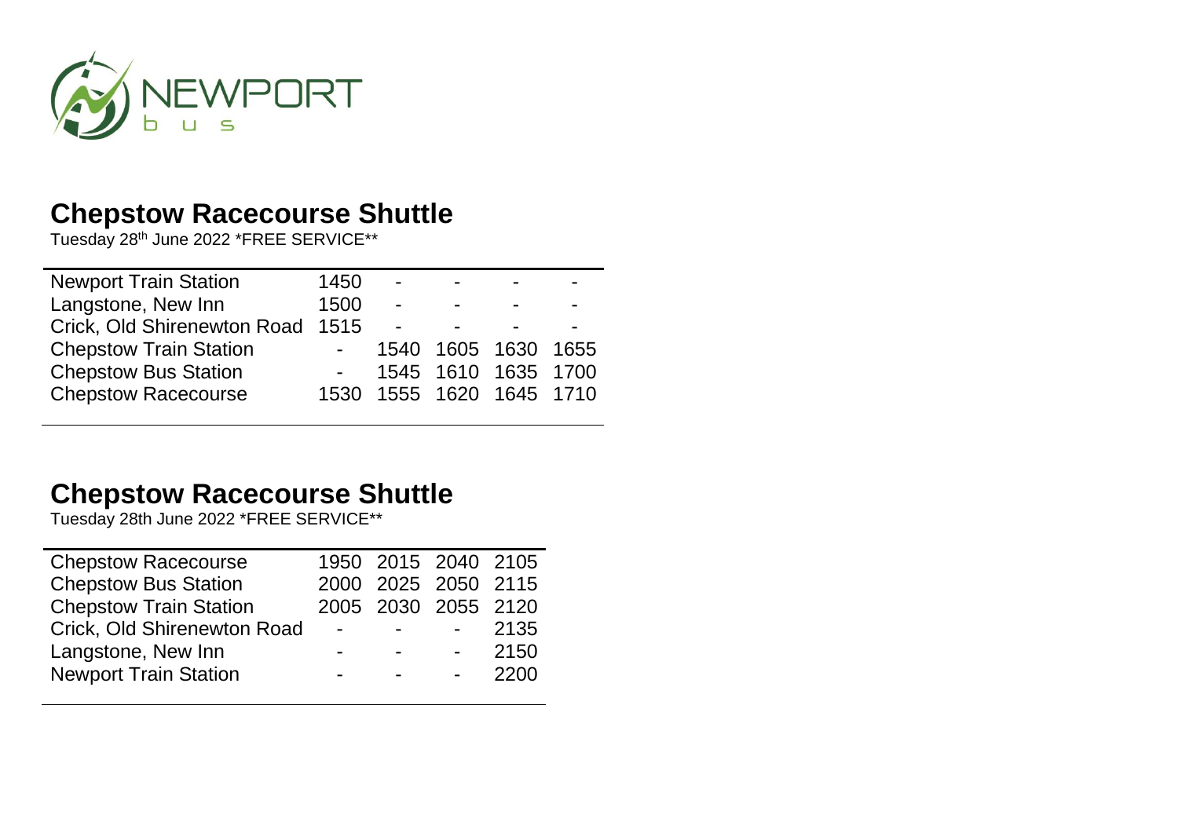NEWPORT bus

## Chepstow Racecourse Shuttle

Tuesday 28th June 2022 *FREE SERVICE**

| | | | | | |
|---|---|---|---|---|---|
| Newport Train Station | 1450 | - | - | - | - |
| Langstone, New Inn | 1500 | - | - | - | - |
| Crick, Old Shirenewton Road | 1515 | - | - | - | - |
| Chepstow Train Station | - | 1540 | 1605 | 1630 | 1655 |
| Chepstow Bus Station | - | 1545 | 1610 | 1635 | 1700 |
| Chepstow Racecourse | 1530 | 1555 | 1620 | 1645 | 1710 |

## Chepstow Racecourse Shuttle

Tuesday 28th June 2022 *FREE SERVICE**

| | | | | |
|---|---|---|---|---|
| Chepstow Racecourse | 1950 | 2015 | 2040 | 2105 |
| Chepstow Bus Station | 2000 | 2025 | 2050 | 2115 |
| Chepstow Train Station | 2005 | 2030 | 2055 | 2120 |
| Crick, Old Shirenewton Road | - | - | - | 2135 |
| Langstone, New Inn | - | - | - | 2150 |
| Newport Train Station | - | - | - | 2200 |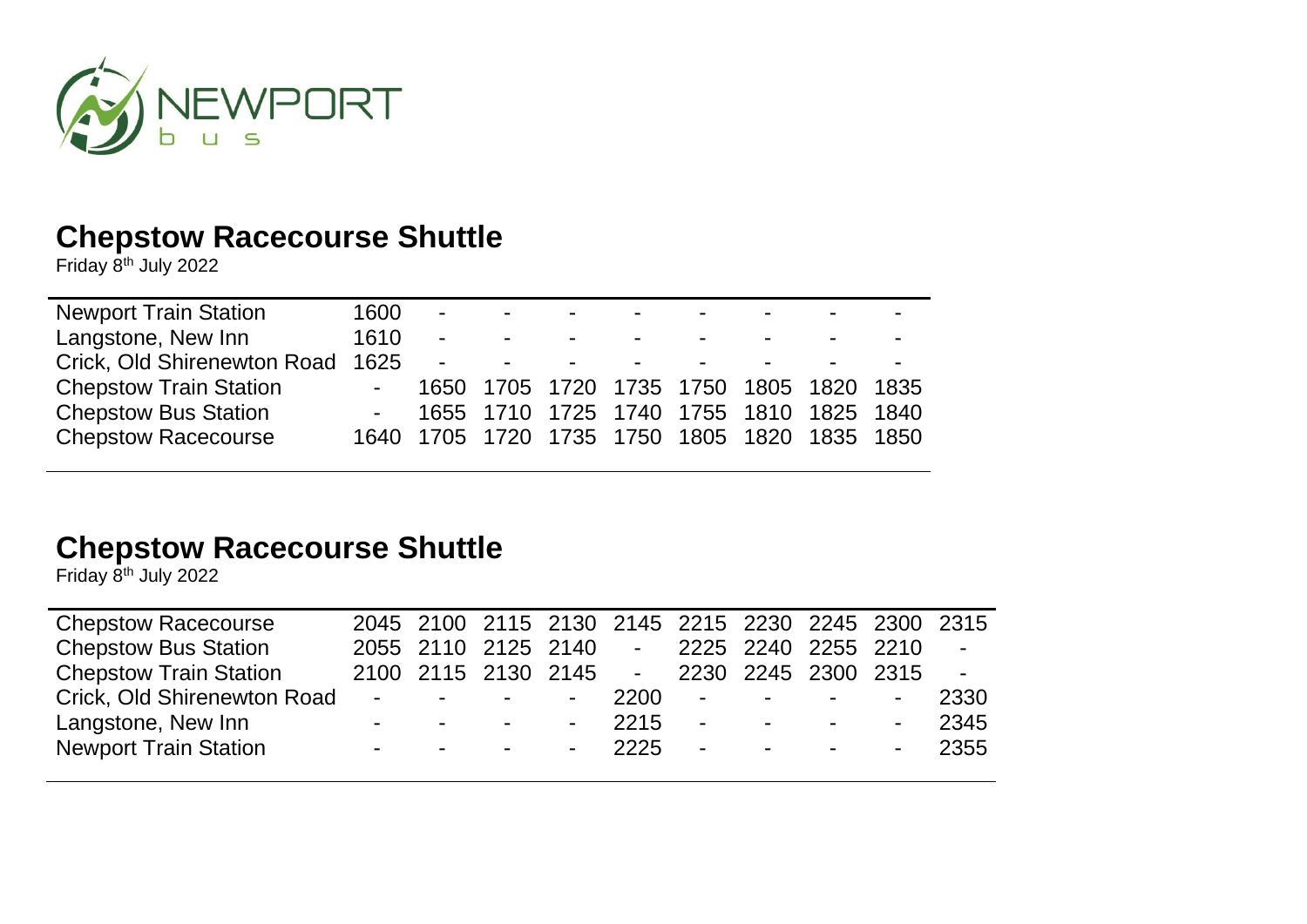NEWPORT bus

## Chepstow Racecourse Shuttle

Friday 8th July 2022

| | | | | | | | | | |
|---|---|---|---|---|---|---|---|---|---|
| Newport Train Station | 1600 | - | - | - | - | - | - | - | - |
| Langstone, New Inn | 1610 | - | - | - | - | - | - | - | - |
| Crick, Old Shirenewton Road | 1625 | - | - | - | - | - | - | - | - |
| Chepstow Train Station | - | 1650 | 1705 | 1720 | 1735 | 1750 | 1805 | 1820 | 1835 |
| Chepstow Bus Station | - | 1655 | 1710 | 1725 | 1740 | 1755 | 1810 | 1825 | 1840 |
| Chepstow Racecourse | 1640 | 1705 | 1720 | 1735 | 1750 | 1805 | 1820 | 1835 | 1850 |

## Chepstow Racecourse Shuttle

Friday 8th July 2022

| | | | | | | | | | | |
|---|---|---|---|---|---|---|---|---|---|---|
| Chepstow Racecourse | 2045 | 2100 | 2115 | 2130 | 2145 | 2215 | 2230 | 2245 | 2300 | 2315 |
| Chepstow Bus Station | 2055 | 2110 | 2125 | 2140 | - | 2225 | 2240 | 2255 | 2210 | - |
| Chepstow Train Station | 2100 | 2115 | 2130 | 2145 | - | 2230 | 2245 | 2300 | 2315 | - |
| Crick, Old Shirenewton Road | - | - | - | - | 2200 | - | - | - | - | 2330 |
| Langstone, New Inn | - | - | - | - | 2215 | - | - | - | - | 2345 |
| Newport Train Station | - | - | - | - | 2225 | - | - | - | - | 2355 |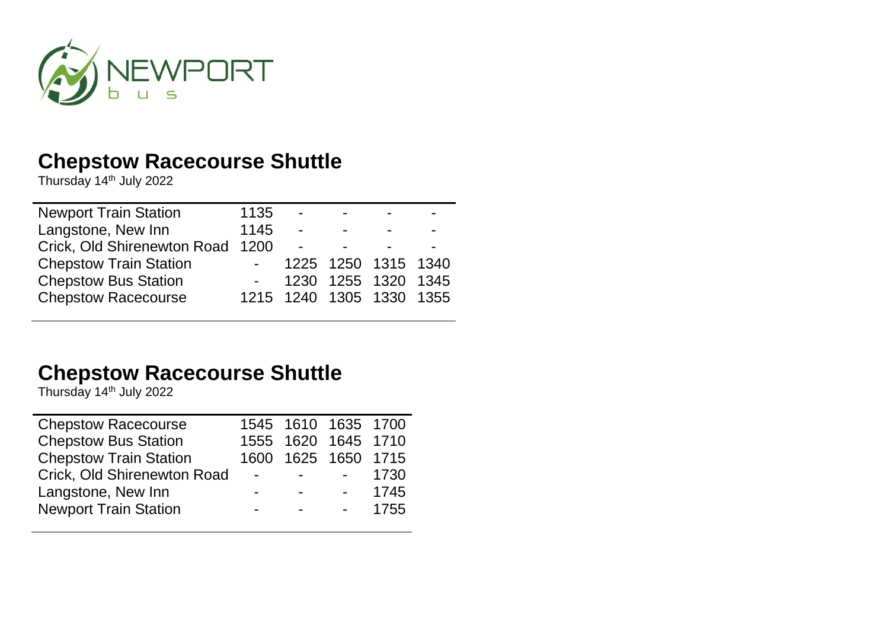NEWPORT bus

## Chepstow Racecourse Shuttle

Thursday 14th July 2022

| | | | | | |
|---|---|---|---|---|---|
| Newport Train Station | 1135 | - | - | - | - |
| Langstone, New Inn | 1145 | - | - | - | - |
| Crick, Old Shirenewton Road | 1200 | - | - | - | - |
| Chepstow Train Station | - | 1225 | 1250 | 1315 | 1340 |
| Chepstow Bus Station | - | 1230 | 1255 | 1320 | 1345 |
| Chepstow Racecourse | 1215 | 1240 | 1305 | 1330 | 1355 |

## Chepstow Racecourse Shuttle

Thursday 14th July 2022

| | | | | |
|---|---|---|---|---|
| Chepstow Racecourse | 1545 | 1610 | 1635 | 1700 |
| Chepstow Bus Station | 1555 | 1620 | 1645 | 1710 |
| Chepstow Train Station | 1600 | 1625 | 1650 | 1715 |
| Crick, Old Shirenewton Road | - | - | - | 1730 |
| Langstone, New Inn | - | - | - | 1745 |
| Newport Train Station | - | - | - | 1755 |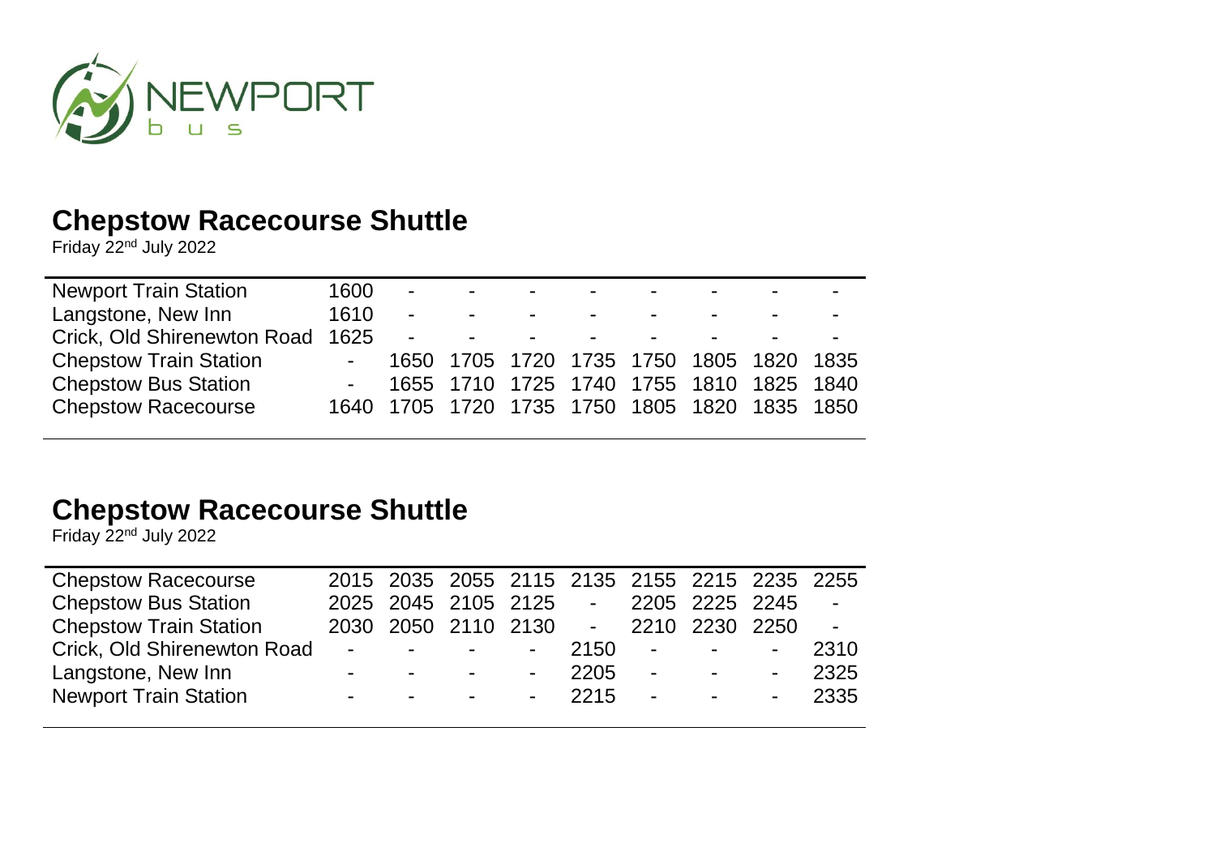NEWPORT bus

## Chepstow Racecourse Shuttle

Friday 22nd July 2022

| | | | | | | | | | |
|---|---|---|---|---|---|---|---|---|---|
| Newport Train Station | 1600 | - | - | - | - | - | - | - | - |
| Langstone, New Inn | 1610 | - | - | - | - | - | - | - | - |
| Crick, Old Shirenewton Road | 1625 | - | - | - | - | - | - | - | - |
| Chepstow Train Station | - | 1650 | 1705 | 1720 | 1735 | 1750 | 1805 | 1820 | 1835 |
| Chepstow Bus Station | - | 1655 | 1710 | 1725 | 1740 | 1755 | 1810 | 1825 | 1840 |
| Chepstow Racecourse | 1640 | 1705 | 1720 | 1735 | 1750 | 1805 | 1820 | 1835 | 1850 |

## Chepstow Racecourse Shuttle

Friday 22nd July 2022

| | | | | | | | | | |
|---|---|---|---|---|---|---|---|---|---|
| Chepstow Racecourse | 2015 | 2035 | 2055 | 2115 | 2135 | 2155 | 2215 | 2235 | 2255 |
| Chepstow Bus Station | 2025 | 2045 | 2105 | 2125 | - | 2205 | 2225 | 2245 | - |
| Chepstow Train Station | 2030 | 2050 | 2110 | 2130 | - | 2210 | 2230 | 2250 | - |
| Crick, Old Shirenewton Road | - | - | - | - | 2150 | - | - | - | 2310 |
| Langstone, New Inn | - | - | - | - | 2205 | - | - | - | 2325 |
| Newport Train Station | - | - | - | - | 2215 | - | - | - | 2335 |